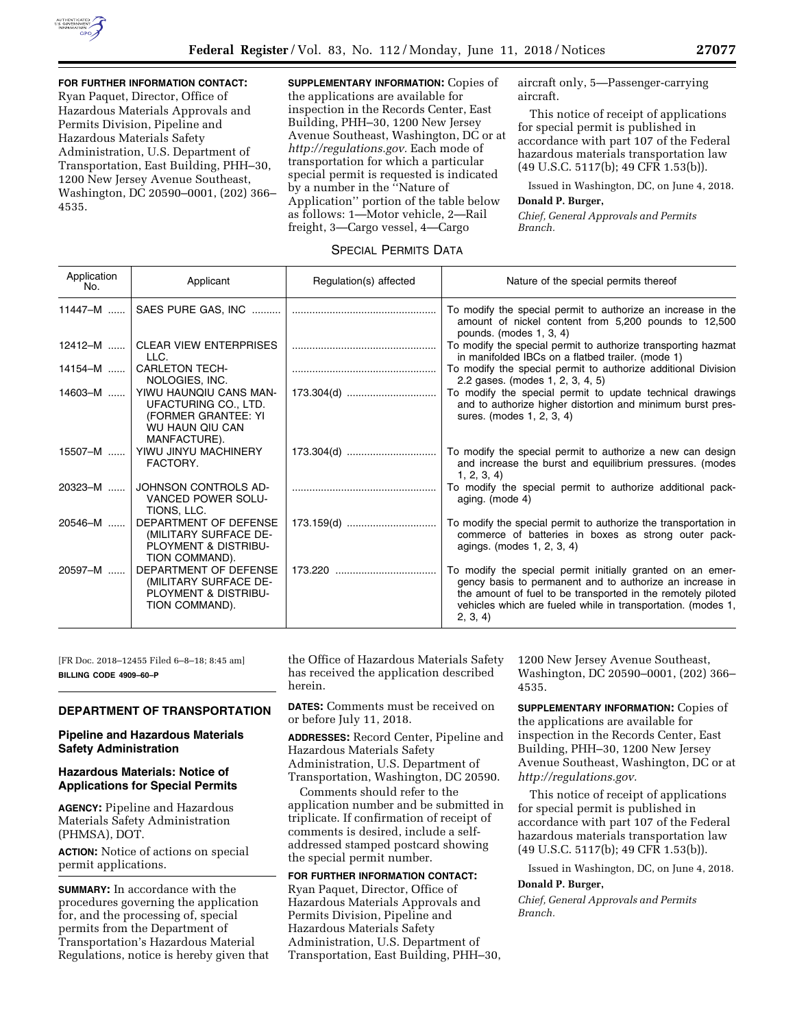**FOR FURTHER INFORMATION CONTACT:** Ryan Paquet, Director, Office of Hazardous Materials Approvals and Permits Division, Pipeline and Hazardous Materials Safety Administration, U.S. Department of Transportation, East Building, PHH–30, 1200 New Jersey Avenue Southeast, Washington, DC 20590–0001, (202) 366–4535.

**SUPPLEMENTARY INFORMATION:** Copies of the applications are available for inspection in the Records Center, East Building, PHH–30, 1200 New Jersey Avenue Southeast, Washington, DC or at *http://regulations.gov.* Each mode of transportation for which a particular special permit is requested is indicated by a number in the ''Nature of Application'' portion of the table below as follows: 1—Motor vehicle, 2—Rail freight, 3—Cargo vessel, 4—Cargo aircraft only, 5—Passenger-carrying aircraft.

This notice of receipt of applications for special permit is published in accordance with part 107 of the Federal hazardous materials transportation law (49 U.S.C. 5117(b); 49 CFR 1.53(b)).

Issued in Washington, DC, on June 4, 2018.

**Donald P. Burger,**

*Chief, General Approvals and Permits Branch.*

SPECIAL PERMITS DATA

| Application No. | Applicant | Regulation(s) affected | Nature of the special permits thereof |
|---|---|---|---|
| 11447–M | SAES PURE GAS, INC | | To modify the special permit to authorize an increase in the amount of nickel content from 5,200 pounds to 12,500 pounds. (modes 1, 3, 4) |
| 12412–M | CLEAR VIEW ENTERPRISES LLC. | | To modify the special permit to authorize transporting hazmat in manifolded IBCs on a flatbed trailer. (mode 1) |
| 14154–M | CARLETON TECHNOLOGIES, INC. | | To modify the special permit to authorize additional Division 2.2 gases. (modes 1, 2, 3, 4, 5) |
| 14603–M | YIWU HAUNQIU CANS MANUFACTURING CO., LTD. (FORMER GRANTEE: YI WU HAUN QIU CAN MANFACTURE). | 173.304(d) | To modify the special permit to update technical drawings and to authorize higher distortion and minimum burst pressures. (modes 1, 2, 3, 4) |
| 15507–M | YIWU JINYU MACHINERY FACTORY. | 173.304(d) | To modify the special permit to authorize a new can design and increase the burst and equilibrium pressures. (modes 1, 2, 3, 4) |
| 20323–M | JOHNSON CONTROLS ADVANCED POWER SOLUTIONS, LLC. | | To modify the special permit to authorize additional packaging. (mode 4) |
| 20546–M | DEPARTMENT OF DEFENSE (MILITARY SURFACE DEPLOYMENT & DISTRIBUTION COMMAND). | 173.159(d) | To modify the special permit to authorize the transportation in commerce of batteries in boxes as strong outer packagings. (modes 1, 2, 3, 4) |
| 20597–M | DEPARTMENT OF DEFENSE (MILITARY SURFACE DEPLOYMENT & DISTRIBUTION COMMAND). | 173.220 | To modify the special permit initially granted on an emergency basis to permanent and to authorize an increase in the amount of fuel to be transported in the remotely piloted vehicles which are fueled while in transportation. (modes 1, 2, 3, 4) |

[FR Doc. 2018–12455 Filed 6–8–18; 8:45 am]

**BILLING CODE 4909–60–P**

## DEPARTMENT OF TRANSPORTATION

### Pipeline and Hazardous Materials Safety Administration

### Hazardous Materials: Notice of Applications for Special Permits

**AGENCY:** Pipeline and Hazardous Materials Safety Administration (PHMSA), DOT.

**ACTION:** Notice of actions on special permit applications.

**SUMMARY:** In accordance with the procedures governing the application for, and the processing of, special permits from the Department of Transportation's Hazardous Material Regulations, notice is hereby given that the Office of Hazardous Materials Safety has received the application described herein.

**DATES:** Comments must be received on or before July 11, 2018.

**ADDRESSES:** Record Center, Pipeline and Hazardous Materials Safety Administration, U.S. Department of Transportation, Washington, DC 20590.

Comments should refer to the application number and be submitted in triplicate. If confirmation of receipt of comments is desired, include a self-addressed stamped postcard showing the special permit number.

**FOR FURTHER INFORMATION CONTACT:** Ryan Paquet, Director, Office of Hazardous Materials Approvals and Permits Division, Pipeline and Hazardous Materials Safety Administration, U.S. Department of Transportation, East Building, PHH–30, 1200 New Jersey Avenue Southeast, Washington, DC 20590–0001, (202) 366–4535.

**SUPPLEMENTARY INFORMATION:** Copies of the applications are available for inspection in the Records Center, East Building, PHH–30, 1200 New Jersey Avenue Southeast, Washington, DC or at *http://regulations.gov.*

This notice of receipt of applications for special permit is published in accordance with part 107 of the Federal hazardous materials transportation law (49 U.S.C. 5117(b); 49 CFR 1.53(b)).

Issued in Washington, DC, on June 4, 2018.

**Donald P. Burger,**

*Chief, General Approvals and Permits Branch.*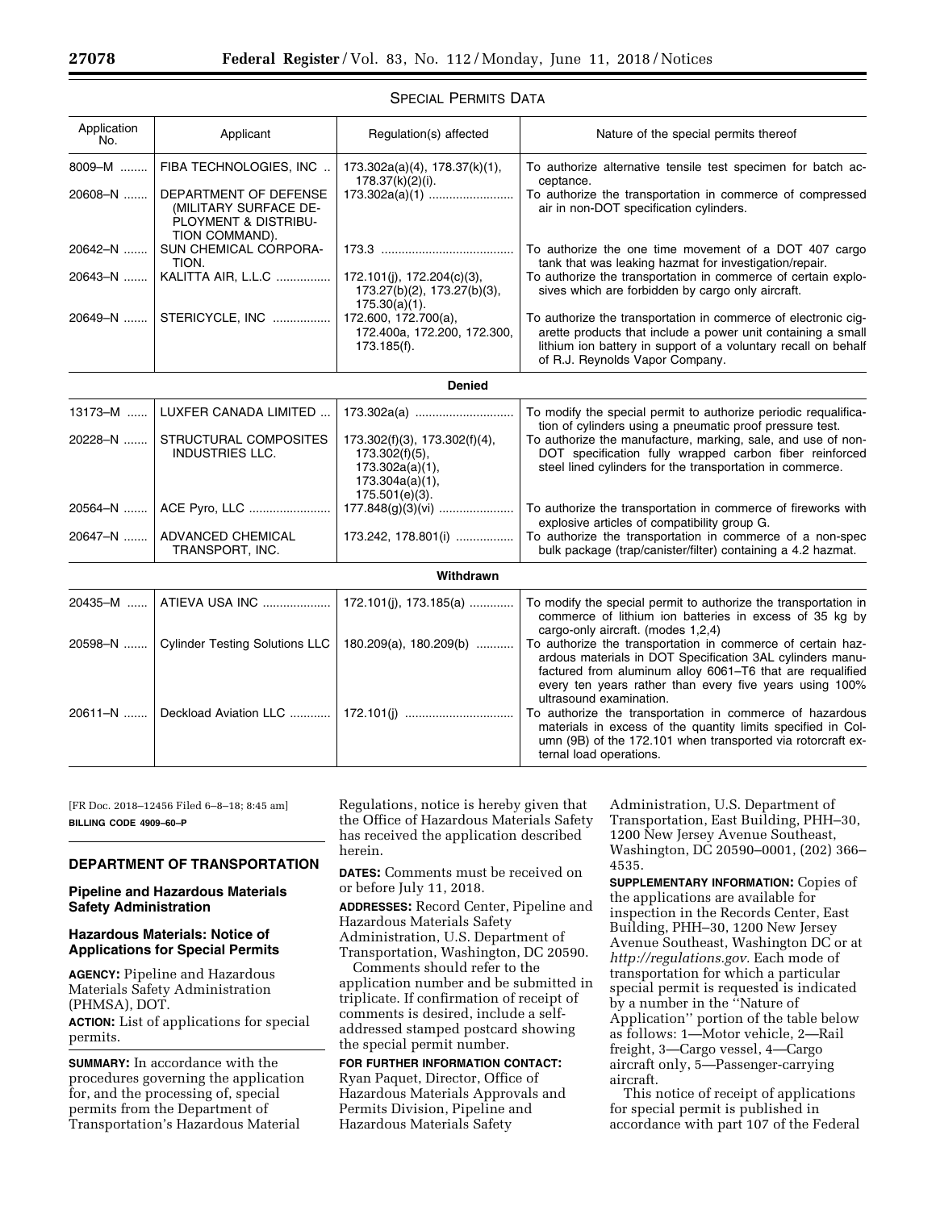## SPECIAL PERMITS DATA

| Application No. | Applicant | Regulation(s) affected | Nature of the special permits thereof |
|---|---|---|---|
| 8009–M | FIBA TECHNOLOGIES, INC | 173.302a(a)(4), 178.37(k)(1), 178.37(k)(2)(i). | To authorize alternative tensile test specimen for batch acceptance. |
| 20608–N | DEPARTMENT OF DEFENSE (MILITARY SURFACE DEPLOYMENT & DISTRIBUTION COMMAND). | 173.302a(a)(1) | To authorize the transportation in commerce of compressed air in non-DOT specification cylinders. |
| 20642–N | SUN CHEMICAL CORPORATION. | 173.3 | To authorize the one time movement of a DOT 407 cargo tank that was leaking hazmat for investigation/repair. |
| 20643–N | KALITTA AIR, L.L.C | 172.101(j), 172.204(c)(3), 173.27(b)(2), 173.27(b)(3), 175.30(a)(1). | To authorize the transportation in commerce of certain explosives which are forbidden by cargo only aircraft. |
| 20649–N | STERICYCLE, INC | 172.600, 172.700(a), 172.400a, 172.200, 172.300, 173.185(f). | To authorize the transportation in commerce of electronic cigarette products that include a power unit containing a small lithium ion battery in support of a voluntary recall on behalf of R.J. Reynolds Vapor Company. |
| | | **Denied** | |
| 13173–M | LUXFER CANADA LIMITED | 173.302a(a) | To modify the special permit to authorize periodic requalification of cylinders using a pneumatic proof pressure test. |
| 20228–N | STRUCTURAL COMPOSITES INDUSTRIES LLC. | 173.302(f)(3), 173.302(f)(4), 173.302(f)(5), 173.302a(a)(1), 173.304a(a)(1), 175.501(e)(3). | To authorize the manufacture, marking, sale, and use of non-DOT specification fully wrapped carbon fiber reinforced steel lined cylinders for the transportation in commerce. |
| 20564–N | ACE Pyro, LLC | 177.848(g)(3)(vi) | To authorize the transportation in commerce of fireworks with explosive articles of compatibility group G. |
| 20647–N | ADVANCED CHEMICAL TRANSPORT, INC. | 173.242, 178.801(i) | To authorize the transportation in commerce of a non-spec bulk package (trap/canister/filter) containing a 4.2 hazmat. |
| | | **Withdrawn** | |
| 20435–M | ATIEVA USA INC | 172.101(j), 173.185(a) | To modify the special permit to authorize the transportation in commerce of lithium ion batteries in excess of 35 kg by cargo-only aircraft. (modes 1,2,4) |
| 20598–N | Cylinder Testing Solutions LLC | 180.209(a), 180.209(b) | To authorize the transportation in commerce of certain hazardous materials in DOT Specification 3AL cylinders manufactured from aluminum alloy 6061–T6 that are requalified every ten years rather than every five years using 100% ultrasound examination. |
| 20611–N | Deckload Aviation LLC | 172.101(j) | To authorize the transportation in commerce of hazardous materials in excess of the quantity limits specified in Column (9B) of the 172.101 when transported via rotorcraft external load operations. |

[FR Doc. 2018–12456 Filed 6–8–18; 8:45 am]

**BILLING CODE 4909–60–P**

## DEPARTMENT OF TRANSPORTATION

### Pipeline and Hazardous Materials Safety Administration

### Hazardous Materials: Notice of Applications for Special Permits

**AGENCY:** Pipeline and Hazardous Materials Safety Administration (PHMSA), DOT.

**ACTION:** List of applications for special permits.

**SUMMARY:** In accordance with the procedures governing the application for, and the processing of, special permits from the Department of Transportation's Hazardous Material Regulations, notice is hereby given that the Office of Hazardous Materials Safety has received the application described herein.

**DATES:** Comments must be received on or before July 11, 2018.

**ADDRESSES:** Record Center, Pipeline and Hazardous Materials Safety Administration, U.S. Department of Transportation, Washington, DC 20590.

Comments should refer to the application number and be submitted in triplicate. If confirmation of receipt of comments is desired, include a self-addressed stamped postcard showing the special permit number.

**FOR FURTHER INFORMATION CONTACT:** Ryan Paquet, Director, Office of Hazardous Materials Approvals and Permits Division, Pipeline and Hazardous Materials Safety Administration, U.S. Department of Transportation, East Building, PHH–30, 1200 New Jersey Avenue Southeast, Washington, DC 20590–0001, (202) 366–4535.

**SUPPLEMENTARY INFORMATION:** Copies of the applications are available for inspection in the Records Center, East Building, PHH–30, 1200 New Jersey Avenue Southeast, Washington DC or at *http://regulations.gov.* Each mode of transportation for which a particular special permit is requested is indicated by a number in the ''Nature of Application'' portion of the table below as follows: 1—Motor vehicle, 2—Rail freight, 3—Cargo vessel, 4—Cargo aircraft only, 5—Passenger-carrying aircraft.

This notice of receipt of applications for special permit is published in accordance with part 107 of the Federal